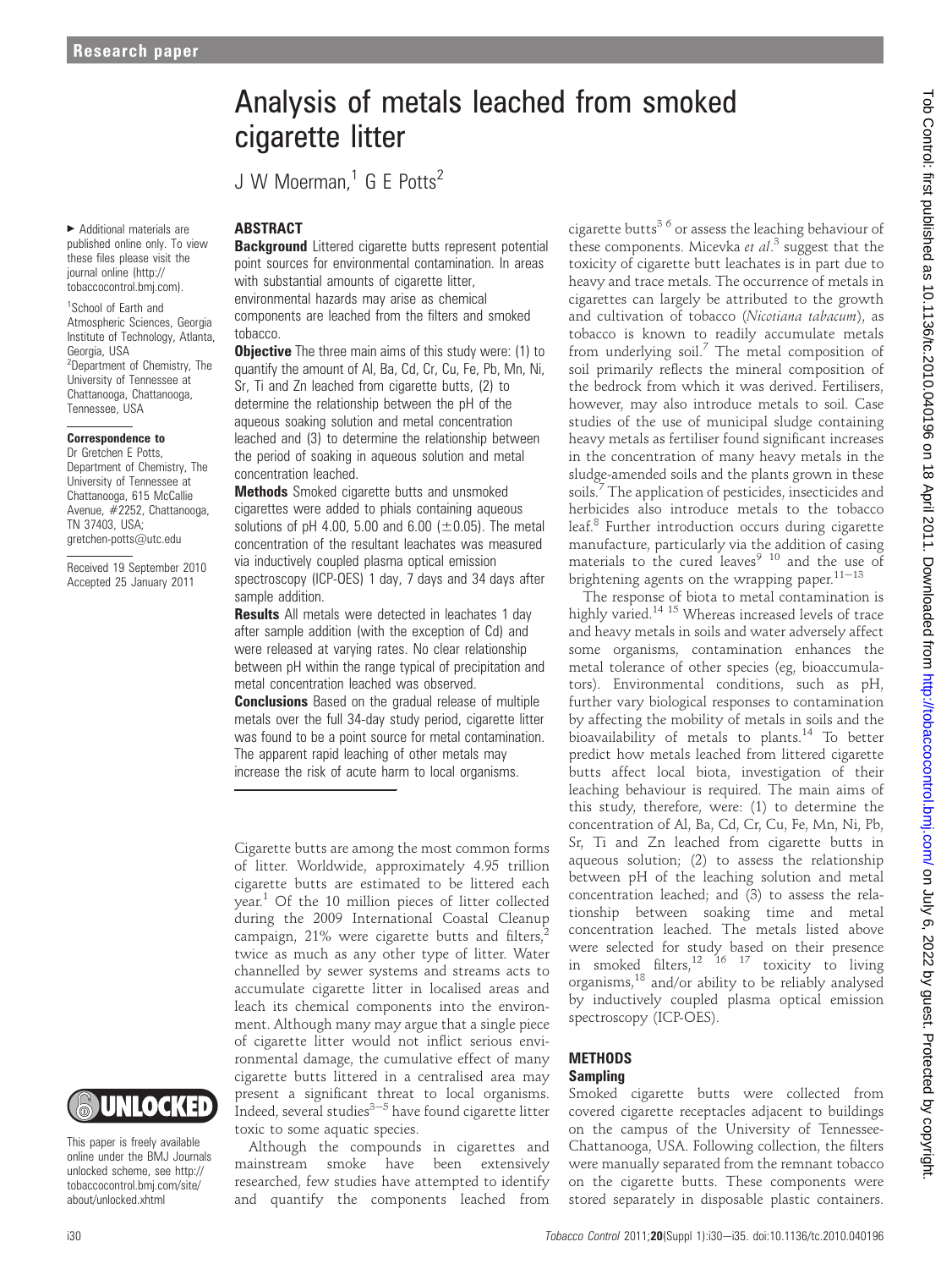# Analysis of metals leached from smoked cigarette litter

J W Moerman,[1] G E Potts[2]

▸ Additional materials are published online only. To view these files please visit the journal online (http://tobaccocontrol.bmj.com).

[1]School of Earth and Atmospheric Sciences, Georgia Institute of Technology, Atlanta, Georgia, USA
[2]Department of Chemistry, The University of Tennessee at Chattanooga, Chattanooga, Tennessee, USA

**Correspondence to**
Dr Gretchen E Potts, Department of Chemistry, The University of Tennessee at Chattanooga, 615 McCallie Avenue, #2252, Chattanooga, TN 37403, USA; gretchen-potts@utc.edu

Received 19 September 2010
Accepted 25 January 2011

This paper is freely available online under the BMJ Journals unlocked scheme, see http://tobaccocontrol.bmj.com/site/about/unlocked.xhtml

## ABSTRACT

**Background** Littered cigarette butts represent potential point sources for environmental contamination. In areas with substantial amounts of cigarette litter, environmental hazards may arise as chemical components are leached from the filters and smoked tobacco.

**Objective** The three main aims of this study were: (1) to quantify the amount of Al, Ba, Cd, Cr, Cu, Fe, Pb, Mn, Ni, Sr, Ti and Zn leached from cigarette butts, (2) to determine the relationship between the pH of the aqueous soaking solution and metal concentration leached and (3) to determine the relationship between the period of soaking in aqueous solution and metal concentration leached.

**Methods** Smoked cigarette butts and unsmoked cigarettes were added to phials containing aqueous solutions of pH 4.00, 5.00 and 6.00 (±0.05). The metal concentration of the resultant leachates was measured via inductively coupled plasma optical emission spectroscopy (ICP-OES) 1 day, 7 days and 34 days after sample addition.

**Results** All metals were detected in leachates 1 day after sample addition (with the exception of Cd) and were released at varying rates. No clear relationship between pH within the range typical of precipitation and metal concentration leached was observed.

**Conclusions** Based on the gradual release of multiple metals over the full 34-day study period, cigarette litter was found to be a point source for metal contamination. The apparent rapid leaching of other metals may increase the risk of acute harm to local organisms.

Cigarette butts are among the most common forms of litter. Worldwide, approximately 4.95 trillion cigarette butts are estimated to be littered each year.[1] Of the 10 million pieces of litter collected during the 2009 International Coastal Cleanup campaign, 21% were cigarette butts and filters,[2] twice as much as any other type of litter. Water channelled by sewer systems and streams acts to accumulate cigarette litter in localised areas and leach its chemical components into the environment. Although many may argue that a single piece of cigarette litter would not inflict serious environmental damage, the cumulative effect of many cigarette butts littered in a centralised area may present a significant threat to local organisms. Indeed, several studies[3–5] have found cigarette litter toxic to some aquatic species.

Although the compounds in cigarettes and mainstream smoke have been extensively researched, few studies have attempted to identify and quantify the components leached from cigarette butts[3 6] or assess the leaching behaviour of these components. Micevka *et al*.[3] suggest that the toxicity of cigarette butt leachates is in part due to heavy and trace metals. The occurrence of metals in cigarettes can largely be attributed to the growth and cultivation of tobacco (*Nicotiana tabacum*), as tobacco is known to readily accumulate metals from underlying soil.[7] The metal composition of soil primarily reflects the mineral composition of the bedrock from which it was derived. Fertilisers, however, may also introduce metals to soil. Case studies of the use of municipal sludge containing heavy metals as fertiliser found significant increases in the concentration of many heavy metals in the sludge-amended soils and the plants grown in these soils.[7] The application of pesticides, insecticides and herbicides also introduce metals to the tobacco leaf.[8] Further introduction occurs during cigarette manufacture, particularly via the addition of casing materials to the cured leaves[9 10] and the use of brightening agents on the wrapping paper.[11–13]

The response of biota to metal contamination is highly varied.[14 15] Whereas increased levels of trace and heavy metals in soils and water adversely affect some organisms, contamination enhances the metal tolerance of other species (eg, bioaccumulators). Environmental conditions, such as pH, further vary biological responses to contamination by affecting the mobility of metals in soils and the bioavailability of metals to plants.[14] To better predict how metals leached from littered cigarette butts affect local biota, investigation of their leaching behaviour is required. The main aims of this study, therefore, were: (1) to determine the concentration of Al, Ba, Cd, Cr, Cu, Fe, Mn, Ni, Pb, Sr, Ti and Zn leached from cigarette butts in aqueous solution; (2) to assess the relationship between pH of the leaching solution and metal concentration leached; and (3) to assess the relationship between soaking time and metal concentration leached. The metals listed above were selected for study based on their presence in smoked filters,[12 16 17] toxicity to living organisms,[18] and/or ability to be reliably analysed by inductively coupled plasma optical emission spectroscopy (ICP-OES).

## METHODS

### Sampling

Smoked cigarette butts were collected from covered cigarette receptacles adjacent to buildings on the campus of the University of Tennessee-Chattanooga, USA. Following collection, the filters were manually separated from the remnant tobacco on the cigarette butts. These components were stored separately in disposable plastic containers.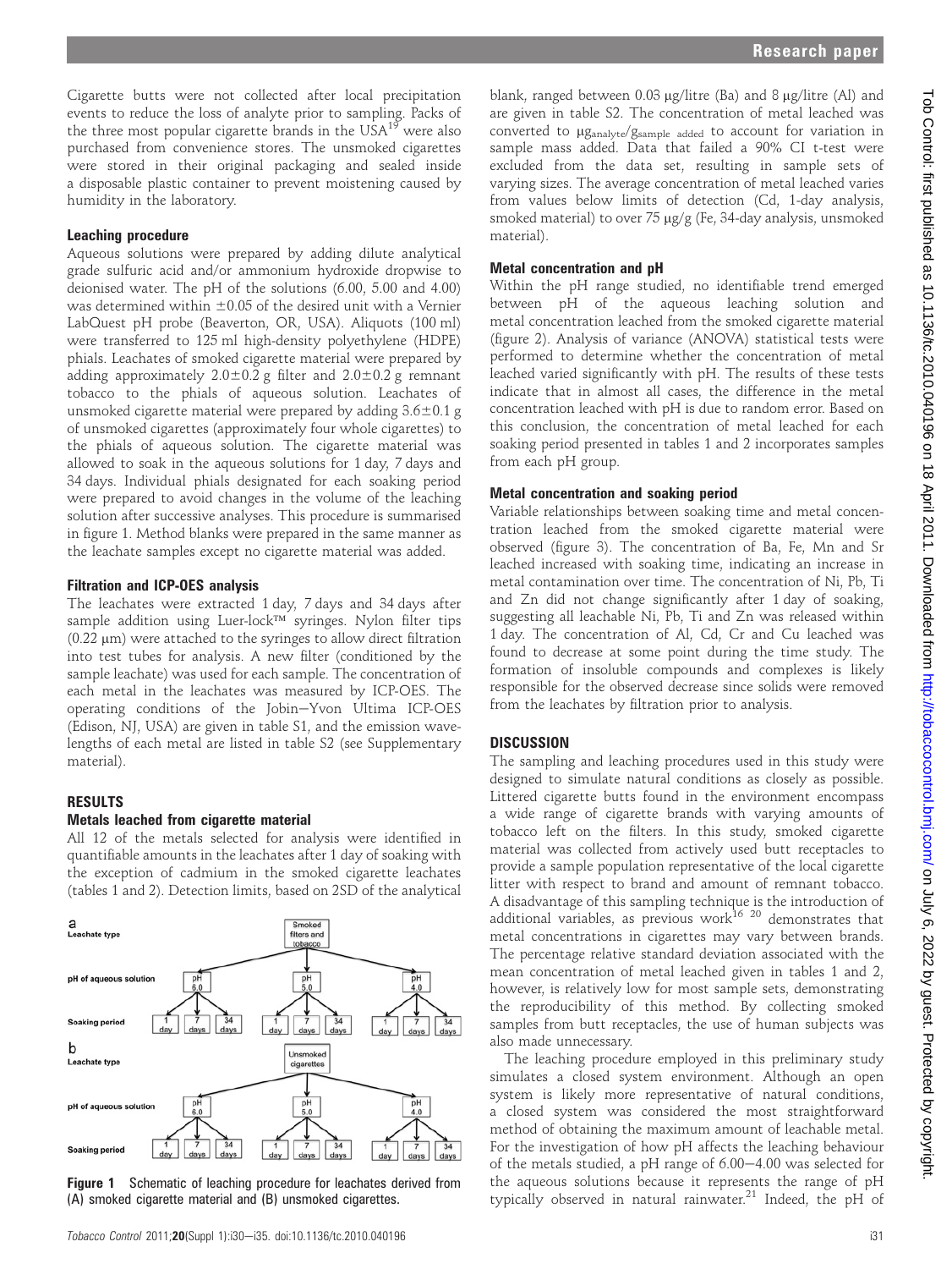Cigarette butts were not collected after local precipitation events to reduce the loss of analyte prior to sampling. Packs of the three most popular cigarette brands in the USA[19] were also purchased from convenience stores. The unsmoked cigarettes were stored in their original packaging and sealed inside a disposable plastic container to prevent moistening caused by humidity in the laboratory.

### Leaching procedure

Aqueous solutions were prepared by adding dilute analytical grade sulfuric acid and/or ammonium hydroxide dropwise to deionised water. The pH of the solutions (6.00, 5.00 and 4.00) was determined within ±0.05 of the desired unit with a Vernier LabQuest pH probe (Beaverton, OR, USA). Aliquots (100 ml) were transferred to 125 ml high-density polyethylene (HDPE) phials. Leachates of smoked cigarette material were prepared by adding approximately 2.0±0.2 g filter and 2.0±0.2 g remnant tobacco to the phials of aqueous solution. Leachates of unsmoked cigarette material were prepared by adding 3.6±0.1 g of unsmoked cigarettes (approximately four whole cigarettes) to the phials of aqueous solution. The cigarette material was allowed to soak in the aqueous solutions for 1 day, 7 days and 34 days. Individual phials designated for each soaking period were prepared to avoid changes in the volume of the leaching solution after successive analyses. This procedure is summarised in figure 1. Method blanks were prepared in the same manner as the leachate samples except no cigarette material was added.

### Filtration and ICP-OES analysis

The leachates were extracted 1 day, 7 days and 34 days after sample addition using Luer-lock™ syringes. Nylon filter tips (0.22 μm) were attached to the syringes to allow direct filtration into test tubes for analysis. A new filter (conditioned by the sample leachate) was used for each sample. The concentration of each metal in the leachates was measured by ICP-OES. The operating conditions of the Jobin–Yvon Ultima ICP-OES (Edison, NJ, USA) are given in table S1, and the emission wavelengths of each metal are listed in table S2 (see Supplementary material).

## RESULTS

### Metals leached from cigarette material

All 12 of the metals selected for analysis were identified in quantifiable amounts in the leachates after 1 day of soaking with the exception of cadmium in the smoked cigarette leachates (tables 1 and 2). Detection limits, based on 2SD of the analytical blank, ranged between 0.03 μg/litre (Ba) and 8 μg/litre (Al) and are given in table S2. The concentration of metal leached was converted to $\mu g_{analyte}/g_{sample\ added}$ to account for variation in sample mass added. Data that failed a 90% CI t-test were excluded from the data set, resulting in sample sets of varying sizes. The average concentration of metal leached varies from values below limits of detection (Cd, 1-day analysis, smoked material) to over 75 μg/g (Fe, 34-day analysis, unsmoked material).

**Figure 1** Schematic of leaching procedure for leachates derived from (A) smoked cigarette material and (B) unsmoked cigarettes.

### Metal concentration and pH

Within the pH range studied, no identifiable trend emerged between pH of the aqueous leaching solution and metal concentration leached from the smoked cigarette material (figure 2). Analysis of variance (ANOVA) statistical tests were performed to determine whether the concentration of metal leached varied significantly with pH. The results of these tests indicate that in almost all cases, the difference in the metal concentration leached with pH is due to random error. Based on this conclusion, the concentration of metal leached for each soaking period presented in tables 1 and 2 incorporates samples from each pH group.

### Metal concentration and soaking period

Variable relationships between soaking time and metal concentration leached from the smoked cigarette material were observed (figure 3). The concentration of Ba, Fe, Mn and Sr leached increased with soaking time, indicating an increase in metal contamination over time. The concentration of Ni, Pb, Ti and Zn did not change significantly after 1 day of soaking, suggesting all leachable Ni, Pb, Ti and Zn was released within 1 day. The concentration of Al, Cd, Cr and Cu leached was found to decrease at some point during the time study. The formation of insoluble compounds and complexes is likely responsible for the observed decrease since solids were removed from the leachates by filtration prior to analysis.

## DISCUSSION

The sampling and leaching procedures used in this study were designed to simulate natural conditions as closely as possible. Littered cigarette butts found in the environment encompass a wide range of cigarette brands with varying amounts of tobacco left on the filters. In this study, smoked cigarette material was collected from actively used butt receptacles to provide a sample population representative of the local cigarette litter with respect to brand and amount of remnant tobacco. A disadvantage of this sampling technique is the introduction of additional variables, as previous work[16 20] demonstrates that metal concentrations in cigarettes may vary between brands. The percentage relative standard deviation associated with the mean concentration of metal leached given in tables 1 and 2, however, is relatively low for most sample sets, demonstrating the reproducibility of this method. By collecting smoked samples from butt receptacles, the use of human subjects was also made unnecessary.

The leaching procedure employed in this preliminary study simulates a closed system environment. Although an open system is likely more representative of natural conditions, a closed system was considered the most straightforward method of obtaining the maximum amount of leachable metal. For the investigation of how pH affects the leaching behaviour of the metals studied, a pH range of 6.00–4.00 was selected for the aqueous solutions because it represents the range of pH typically observed in natural rainwater.[21] Indeed, the pH of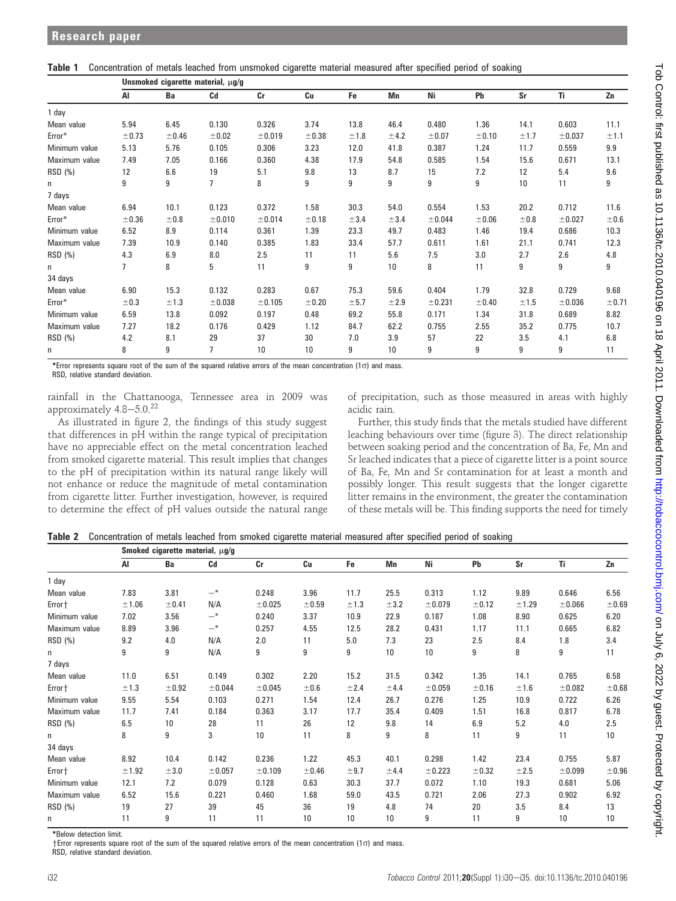**Table 1** Concentration of metals leached from unsmoked cigarette material measured after specified period of soaking

| | Unsmoked cigarette material, μg/g | | | | | | | | | | | |
|---|---|---|---|---|---|---|---|---|---|---|---|---|
| | Al | Ba | Cd | Cr | Cu | Fe | Mn | Ni | Pb | Sr | Ti | Zn |
| 1 day | | | | | | | | | | | | |
| Mean value | 5.94 | 6.45 | 0.130 | 0.326 | 3.74 | 13.8 | 46.4 | 0.480 | 1.36 | 14.1 | 0.603 | 11.1 |
| Error* | ±0.73 | ±0.46 | ±0.02 | ±0.019 | ±0.38 | ±1.8 | ±4.2 | ±0.07 | ±0.10 | ±1.7 | ±0.037 | ±1.1 |
| Minimum value | 5.13 | 5.76 | 0.105 | 0.306 | 3.23 | 12.0 | 41.8 | 0.387 | 1.24 | 11.7 | 0.559 | 9.9 |
| Maximum value | 7.49 | 7.05 | 0.166 | 0.360 | 4.38 | 17.9 | 54.8 | 0.585 | 1.54 | 15.6 | 0.671 | 13.1 |
| RSD (%) | 12 | 6.6 | 19 | 5.1 | 9.8 | 13 | 8.7 | 15 | 7.2 | 12 | 5.4 | 9.6 |
| n | 9 | 9 | 7 | 8 | 9 | 9 | 9 | 9 | 9 | 10 | 11 | 9 |
| 7 days | | | | | | | | | | | | |
| Mean value | 6.94 | 10.1 | 0.123 | 0.372 | 1.58 | 30.3 | 54.0 | 0.554 | 1.53 | 20.2 | 0.712 | 11.6 |
| Error* | ±0.36 | ±0.8 | ±0.010 | ±0.014 | ±0.18 | ±3.4 | ±3.4 | ±0.044 | ±0.06 | ±0.8 | ±0.027 | ±0.6 |
| Minimum value | 6.52 | 8.9 | 0.114 | 0.361 | 1.39 | 23.3 | 49.7 | 0.483 | 1.46 | 19.4 | 0.686 | 10.3 |
| Maximum value | 7.39 | 10.9 | 0.140 | 0.385 | 1.83 | 33.4 | 57.7 | 0.611 | 1.61 | 21.1 | 0.741 | 12.3 |
| RSD (%) | 4.3 | 6.9 | 8.0 | 2.5 | 11 | 11 | 5.6 | 7.5 | 3.0 | 2.7 | 2.6 | 4.8 |
| n | 7 | 8 | 5 | 11 | 9 | 9 | 10 | 8 | 11 | 9 | 9 | 9 |
| 34 days | | | | | | | | | | | | |
| Mean value | 6.90 | 15.3 | 0.132 | 0.283 | 0.67 | 75.3 | 59.6 | 0.404 | 1.79 | 32.8 | 0.729 | 9.68 |
| Error* | ±0.3 | ±1.3 | ±0.038 | ±0.105 | ±0.20 | ±5.7 | ±2.9 | ±0.231 | ±0.40 | ±1.5 | ±0.036 | ±0.71 |
| Minimum value | 6.59 | 13.8 | 0.092 | 0.197 | 0.48 | 69.2 | 55.8 | 0.171 | 1.34 | 31.8 | 0.689 | 8.82 |
| Maximum value | 7.27 | 18.2 | 0.176 | 0.429 | 1.12 | 84.7 | 62.2 | 0.755 | 2.55 | 35.2 | 0.775 | 10.7 |
| RSD (%) | 4.2 | 8.1 | 29 | 37 | 30 | 7.0 | 3.9 | 57 | 22 | 3.5 | 4.1 | 6.8 |
| n | 8 | 9 | 7 | 10 | 10 | 9 | 10 | 9 | 9 | 9 | 9 | 11 |

*Error represents square root of the sum of the squared relative errors of the mean concentration (1σ) and mass.
RSD, relative standard deviation.

rainfall in the Chattanooga, Tennessee area in 2009 was approximately 4.8–5.0.[22]

As illustrated in figure 2, the findings of this study suggest that differences in pH within the range typical of precipitation have no appreciable effect on the metal concentration leached from smoked cigarette material. This result implies that changes to the pH of precipitation within its natural range likely will not enhance or reduce the magnitude of metal contamination from cigarette litter. Further investigation, however, is required to determine the effect of pH values outside the natural range of precipitation, such as those measured in areas with highly acidic rain.

Further, this study finds that the metals studied have different leaching behaviours over time (figure 3). The direct relationship between soaking period and the concentration of Ba, Fe, Mn and Sr leached indicates that a piece of cigarette litter is a point source of Ba, Fe, Mn and Sr contamination for at least a month and possibly longer. This result suggests that the longer cigarette litter remains in the environment, the greater the contamination of these metals will be. This finding supports the need for timely

**Table 2** Concentration of metals leached from smoked cigarette material measured after specified period of soaking

| | Smoked cigarette material, μg/g | | | | | | | | | | | |
|---|---|---|---|---|---|---|---|---|---|---|---|---|
| | Al | Ba | Cd | Cr | Cu | Fe | Mn | Ni | Pb | Sr | Ti | Zn |
| 1 day | | | | | | | | | | | | |
| Mean value | 7.83 | 3.81 | —* | 0.248 | 3.96 | 11.7 | 25.5 | 0.313 | 1.12 | 9.89 | 0.646 | 6.56 |
| Error† | ±1.06 | ±0.41 | N/A | ±0.025 | ±0.59 | ±1.3 | ±3.2 | ±0.079 | ±0.12 | ±1.29 | ±0.066 | ±0.69 |
| Minimum value | 7.02 | 3.56 | —* | 0.240 | 3.37 | 10.9 | 22.9 | 0.187 | 1.08 | 8.90 | 0.625 | 6.20 |
| Maximum value | 8.89 | 3.96 | —* | 0.257 | 4.55 | 12.5 | 28.2 | 0.431 | 1.17 | 11.1 | 0.665 | 6.82 |
| RSD (%) | 9.2 | 4.0 | N/A | 2.0 | 11 | 5.0 | 7.3 | 23 | 2.5 | 8.4 | 1.8 | 3.4 |
| n | 9 | 9 | N/A | 9 | 9 | 9 | 10 | 10 | 9 | 8 | 9 | 11 |
| 7 days | | | | | | | | | | | | |
| Mean value | 11.0 | 6.51 | 0.149 | 0.302 | 2.20 | 15.2 | 31.5 | 0.342 | 1.35 | 14.1 | 0.765 | 6.58 |
| Error† | ±1.3 | ±0.92 | ±0.044 | ±0.045 | ±0.6 | ±2.4 | ±4.4 | ±0.059 | ±0.16 | ±1.6 | ±0.082 | ±0.68 |
| Minimum value | 9.55 | 5.54 | 0.103 | 0.271 | 1.54 | 12.4 | 26.7 | 0.276 | 1.25 | 10.9 | 0.722 | 6.26 |
| Maximum value | 11.7 | 7.41 | 0.184 | 0.363 | 3.17 | 17.7 | 35.4 | 0.409 | 1.51 | 16.8 | 0.817 | 6.78 |
| RSD (%) | 6.5 | 10 | 28 | 11 | 26 | 12 | 9.8 | 14 | 6.9 | 5.2 | 4.0 | 2.5 |
| n | 8 | 9 | 3 | 10 | 11 | 8 | 9 | 8 | 11 | 9 | 11 | 10 |
| 34 days | | | | | | | | | | | | |
| Mean value | 8.92 | 10.4 | 0.142 | 0.236 | 1.22 | 45.3 | 40.1 | 0.298 | 1.42 | 23.4 | 0.755 | 5.87 |
| Error† | ±1.92 | ±3.0 | ±0.057 | ±0.109 | ±0.46 | ±9.7 | ±4.4 | ±0.223 | ±0.32 | ±2.5 | ±0.099 | ±0.96 |
| Minimum value | 12.1 | 7.2 | 0.079 | 0.128 | 0.63 | 30.3 | 37.7 | 0.072 | 1.10 | 19.3 | 0.681 | 5.06 |
| Maximum value | 6.52 | 15.6 | 0.221 | 0.460 | 1.68 | 59.0 | 43.5 | 0.721 | 2.06 | 27.3 | 0.902 | 6.92 |
| RSD (%) | 19 | 27 | 39 | 45 | 36 | 19 | 4.8 | 74 | 20 | 3.5 | 8.4 | 13 |
| n | 11 | 9 | 11 | 11 | 10 | 10 | 10 | 9 | 11 | 9 | 10 | 10 |

*Below detection limit.
†Error represents square root of the sum of the squared relative errors of the mean concentration (1σ) and mass.
RSD, relative standard deviation.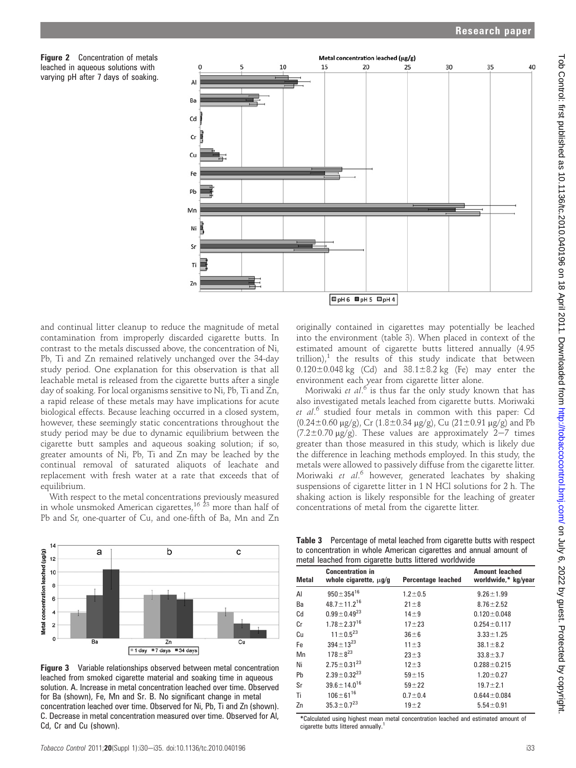**Figure 2** Concentration of metals leached in aqueous solutions with varying pH after 7 days of soaking.

and continual litter cleanup to reduce the magnitude of metal contamination from improperly discarded cigarette butts. In contrast to the metals discussed above, the concentration of Ni, Pb, Ti and Zn remained relatively unchanged over the 34-day study period. One explanation for this observation is that all leachable metal is released from the cigarette butts after a single day of soaking. For local organisms sensitive to Ni, Pb, Ti and Zn, a rapid release of these metals may have implications for acute biological effects. Because leaching occurred in a closed system, however, these seemingly static concentrations throughout the study period may be due to dynamic equilibrium between the cigarette butt samples and aqueous soaking solution; if so, greater amounts of Ni, Pb, Ti and Zn may be leached by the continual removal of saturated aliquots of leachate and replacement with fresh water at a rate that exceeds that of equilibrium.

With respect to the metal concentrations previously measured in whole unsmoked American cigarettes,[16] [23] more than half of Pb and Sr, one-quarter of Cu, and one-fifth of Ba, Mn and Zn originally contained in cigarettes may potentially be leached into the environment (table 3). When placed in context of the estimated amount of cigarette butts littered annually (4.95 trillion),[1] the results of this study indicate that between 0.120±0.048 kg (Cd) and 38.1±8.2 kg (Fe) may enter the environment each year from cigarette litter alone.

Moriwaki *et al*.[6] is thus far the only study known that has also investigated metals leached from cigarette butts. Moriwaki *et al*.[6] studied four metals in common with this paper: Cd (0.24±0.60 μg/g), Cr (1.8±0.34 μg/g), Cu (21±0.91 μg/g) and Pb (7.2±0.70 μg/g). These values are approximately 2–7 times greater than those measured in this study, which is likely due the difference in leaching methods employed. In this study, the metals were allowed to passively diffuse from the cigarette litter. Moriwaki *et al*.[6] however, generated leachates by shaking suspensions of cigarette litter in 1 N HCl solutions for 2 h. The shaking action is likely responsible for the leaching of greater concentrations of metal from the cigarette litter.

**Figure 3** Variable relationships observed between metal concentration leached from smoked cigarette material and soaking time in aqueous solution. A. Increase in metal concentration leached over time. Observed for Ba (shown), Fe, Mn and Sr. B. No significant change in metal concentration leached over time. Observed for Ni, Pb, Ti and Zn (shown). C. Decrease in metal concentration measured over time. Observed for Al, Cd, Cr and Cu (shown).

**Table 3** Percentage of metal leached from cigarette butts with respect to concentration in whole American cigarettes and annual amount of metal leached from cigarette butts littered worldwide

| Metal | Concentration in whole cigarette, μg/g | Percentage leached | Amount leached worldwide,* kg/year |
|---|---|---|---|
| Al | 950±354[16] | 1.2±0.5 | 9.26±1.99 |
| Ba | 48.7±11.2[16] | 21±8 | 8.76±2.52 |
| Cd | 0.99±0.49[23] | 14±9 | 0.120±0.048 |
| Cr | 1.78±2.37[16] | 17±23 | 0.254±0.117 |
| Cu | 11±0.5[23] | 36±6 | 3.33±1.25 |
| Fe | 394±13[23] | 11±3 | 38.1±8.2 |
| Mn | 178±8[23] | 23±3 | 33.8±3.7 |
| Ni | 2.75±0.31[23] | 12±3 | 0.288±0.215 |
| Pb | 2.39±0.32[23] | 59±15 | 1.20±0.27 |
| Sr | 39.6±14.0[16] | 59±22 | 19.7±2.1 |
| Ti | 106±61[16] | 0.7±0.4 | 0.644±0.084 |
| Zn | 35.3±0.7[23] | 19±2 | 5.54±0.91 |

*Calculated using highest mean metal concentration leached and estimated amount of cigarette butts littered annually.[1]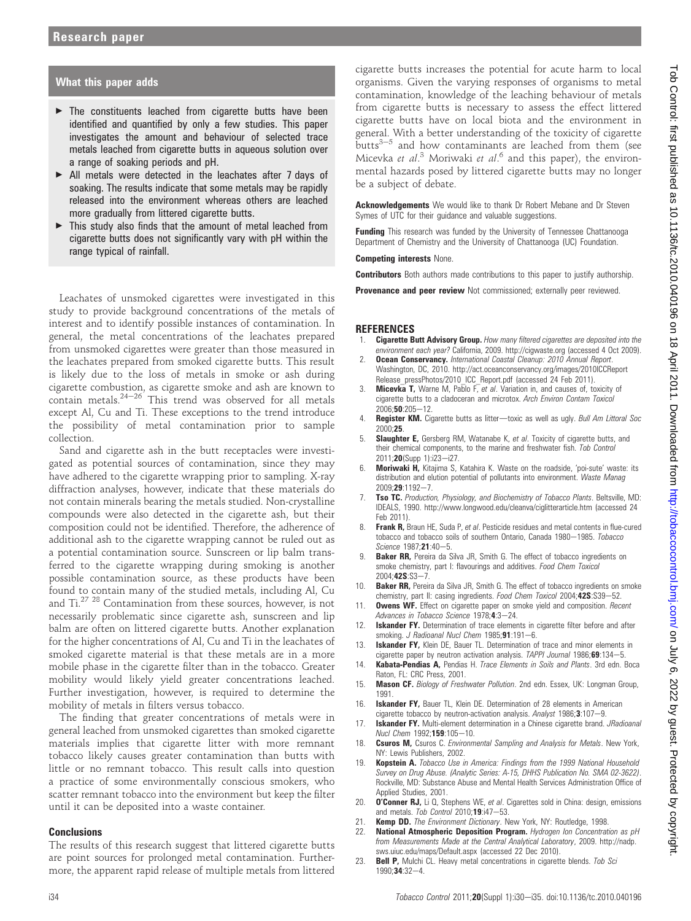## What this paper adds

- The constituents leached from cigarette butts have been identified and quantified by only a few studies. This paper investigates the amount and behaviour of selected trace metals leached from cigarette butts in aqueous solution over a range of soaking periods and pH.
- All metals were detected in the leachates after 7 days of soaking. The results indicate that some metals may be rapidly released into the environment whereas others are leached more gradually from littered cigarette butts.
- This study also finds that the amount of metal leached from cigarette butts does not significantly vary with pH within the range typical of rainfall.

Leachates of unsmoked cigarettes were investigated in this study to provide background concentrations of the metals of interest and to identify possible instances of contamination. In general, the metal concentrations of the leachates prepared from unsmoked cigarettes were greater than those measured in the leachates prepared from smoked cigarette butts. This result is likely due to the loss of metals in smoke or ash during cigarette combustion, as cigarette smoke and ash are known to contain metals.[24–26] This trend was observed for all metals except Al, Cu and Ti. These exceptions to the trend introduce the possibility of metal contamination prior to sample collection.

Sand and cigarette ash in the butt receptacles were investigated as potential sources of contamination, since they may have adhered to the cigarette wrapping prior to sampling. X-ray diffraction analyses, however, indicate that these materials do not contain minerals bearing the metals studied. Non-crystalline compounds were also detected in the cigarette ash, but their composition could not be identified. Therefore, the adherence of additional ash to the cigarette wrapping cannot be ruled out as a potential contamination source. Sunscreen or lip balm transferred to the cigarette wrapping during smoking is another possible contamination source, as these products have been found to contain many of the studied metals, including Al, Cu and Ti.[27 28] Contamination from these sources, however, is not necessarily problematic since cigarette ash, sunscreen and lip balm are often on littered cigarette butts. Another explanation for the higher concentrations of Al, Cu and Ti in the leachates of smoked cigarette material is that these metals are in a more mobile phase in the cigarette filter than in the tobacco. Greater mobility would likely yield greater concentrations leached. Further investigation, however, is required to determine the mobility of metals in filters versus tobacco.

The finding that greater concentrations of metals were in general leached from unsmoked cigarettes than smoked cigarette materials implies that cigarette litter with more remnant tobacco likely causes greater contamination than butts with little or no remnant tobacco. This result calls into question a practice of some environmentally conscious smokers, who scatter remnant tobacco into the environment but keep the filter until it can be deposited into a waste container.

## Conclusions

The results of this research suggest that littered cigarette butts are point sources for prolonged metal contamination. Furthermore, the apparent rapid release of multiple metals from littered cigarette butts increases the potential for acute harm to local organisms. Given the varying responses of organisms to metal contamination, knowledge of the leaching behaviour of metals from cigarette butts is necessary to assess the effect littered cigarette butts have on local biota and the environment in general. With a better understanding of the toxicity of cigarette butts[3–5] and how contaminants are leached from them (see Micevka *et al*.[3] Moriwaki *et al*.[6] and this paper), the environmental hazards posed by littered cigarette butts may no longer be a subject of debate.

**Acknowledgements** We would like to thank Dr Robert Mebane and Dr Steven Symes of UTC for their guidance and valuable suggestions.

**Funding** This research was funded by the University of Tennessee Chattanooga Department of Chemistry and the University of Chattanooga (UC) Foundation.

**Competing interests** None.

**Contributors** Both authors made contributions to this paper to justify authorship.

**Provenance and peer review** Not commissioned; externally peer reviewed.

## REFERENCES

1. **Cigarette Butt Advisory Group.** *How many filtered cigarettes are deposited into the environment each year?* California, 2009. http://cigwaste.org (accessed 4 Oct 2009).
2. **Ocean Conservancy.** *International Coastal Cleanup: 2010 Annual Report*. Washington, DC, 2010. http://act.oceanconservancy.org/images/2010ICCReport Release_pressPhotos/2010_ICC_Report.pdf (accessed 24 Feb 2011).
3. **Micevka T,** Warne M, Pablo F, *et al*. Variation in, and causes of, toxicity of cigarette butts to a cladoceran and microtox. *Arch Environ Contam Toxicol* 2006;**50**:205–12.
4. **Register KM.** Cigarette butts as litter—toxic as well as ugly. *Bull Am Littoral Soc* 2000;**25**.
5. **Slaughter E,** Gersberg RM, Watanabe K, *et al*. Toxicity of cigarette butts, and their chemical components, to the marine and freshwater fish. *Tob Control* 2011;**20**(Supp 1):i23–i27.
6. **Moriwaki H,** Kitajima S, Katahira K. Waste on the roadside, 'poi-sute' waste: its distribution and elution potential of pollutants into environment. *Waste Manag* 2009;**29**:1192–7.
7. **Tso TC.** *Production, Physiology, and Biochemistry of Tobacco Plants*. Beltsville, MD: IDEALS, 1990. http://www.longwood.edu/cleanva/ciglitterarticle.htm (accessed 24 Feb 2011).
8. **Frank R,** Braun HE, Suda P, *et al*. Pesticide residues and metal contents in flue-cured tobacco and tobacco soils of southern Ontario, Canada 1980–1985. *Tobacco Science* 1987;**21**:40–5.
9. **Baker RR,** Pereira da Silva JR, Smith G. The effect of tobacco ingredients on smoke chemistry, part I: flavourings and additives. *Food Chem Toxicol* 2004;**42S**:S3–7.
10. **Baker RR,** Pereira da Silva JR, Smith G. The effect of tobacco ingredients on smoke chemistry, part II: casing ingredients. *Food Chem Toxicol* 2004;**42S**:S39–52.
11. **Owens WF.** Effect on cigarette paper on smoke yield and composition. *Recent Advances in Tobacco Science* 1978;**4**:3–24.
12. **Iskander FY.** Determination of trace elements in cigarette filter before and after smoking. *J Radioanal Nucl Chem* 1985;**91**:191–6.
13. **Iskander FY,** Klein DE, Bauer TL. Determination of trace and minor elements in cigarette paper by neutron activation analysis. *TAPPI Journal* 1986;**69**:134–5.
14. **Kabata-Pendias A,** Pendias H. *Trace Elements in Soils and Plants*. 3rd edn. Boca Raton, FL: CRC Press, 2001.
15. **Mason CF.** *Biology of Freshwater Pollution*. 2nd edn. Essex, UK: Longman Group, 1991.
16. **Iskander FY,** Bauer TL, Klein DE. Determination of 28 elements in American cigarette tobacco by neutron-activation analysis. *Analyst* 1986;**3**:107–9.
17. **Iskander FY.** Multi-element determination in a Chinese cigarette brand. *JRadioanal Nucl Chem* 1992;**159**:105–10.
18. **Csuros M,** Csuros C. *Environmental Sampling and Analysis for Metals*. New York, NY: Lewis Publishers, 2002.
19. **Kopstein A.** *Tobacco Use in America: Findings from the 1999 National Household Survey on Drug Abuse. (Analytic Series: A-15, DHHS Publication No. SMA 02-3622)*. Rockville, MD: Substance Abuse and Mental Health Services Administration Office of Applied Studies, 2001.
20. **O'Conner RJ,** Li Q, Stephens WE, *et al*. Cigarettes sold in China: design, emissions and metals. *Tob Control* 2010;**19**:i47–53.
21. **Kemp DD.** *The Environment Dictionary*. New York, NY: Routledge, 1998.
22. **National Atmospheric Deposition Program.** *Hydrogen Ion Concentration as pH from Measurements Made at the Central Analytical Laboratory*, 2009. http://nadp.sws.uiuc.edu/maps/Default.aspx (accessed 22 Dec 2010).
23. **Bell P,** Mulchi CL. Heavy metal concentrations in cigarette blends. *Tob Sci* 1990;**34**:32–4.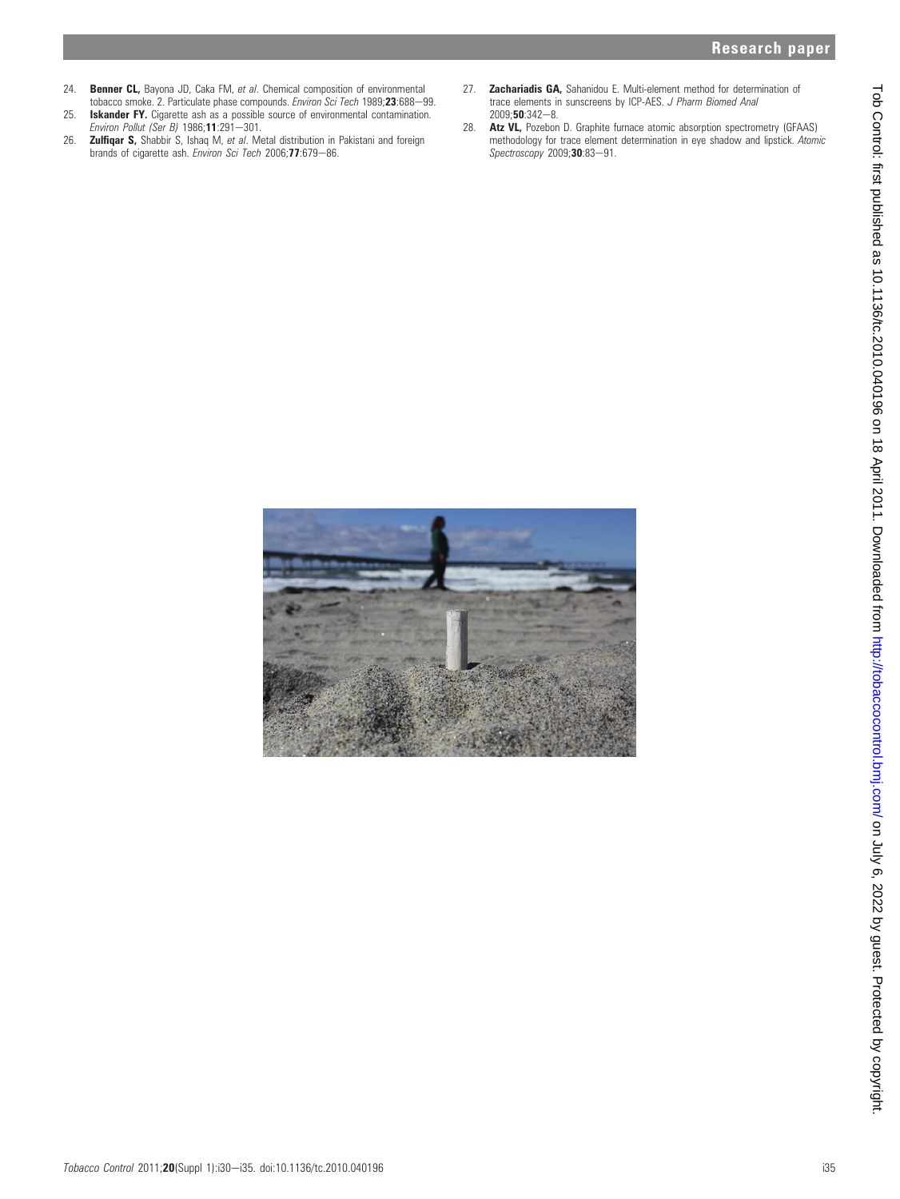24. **Benner CL,** Bayona JD, Caka FM, *et al*. Chemical composition of environmental tobacco smoke. 2. Particulate phase compounds. *Environ Sci Tech* 1989;**23**:688–99.
25. **Iskander FY.** Cigarette ash as a possible source of environmental contamination. *Environ Pollut (Ser B)* 1986;**11**:291–301.
26. **Zulfiqar S,** Shabbir S, Ishaq M, *et al*. Metal distribution in Pakistani and foreign brands of cigarette ash. *Environ Sci Tech* 2006;**77**:679–86.
27. **Zachariadis GA,** Sahanidou E. Multi-element method for determination of trace elements in sunscreens by ICP-AES. *J Pharm Biomed Anal* 2009;**50**:342–8.
28. **Atz VL,** Pozebon D. Graphite furnace atomic absorption spectrometry (GFAAS) methodology for trace element determination in eye shadow and lipstick. *Atomic Spectroscopy* 2009;**30**:83–91.